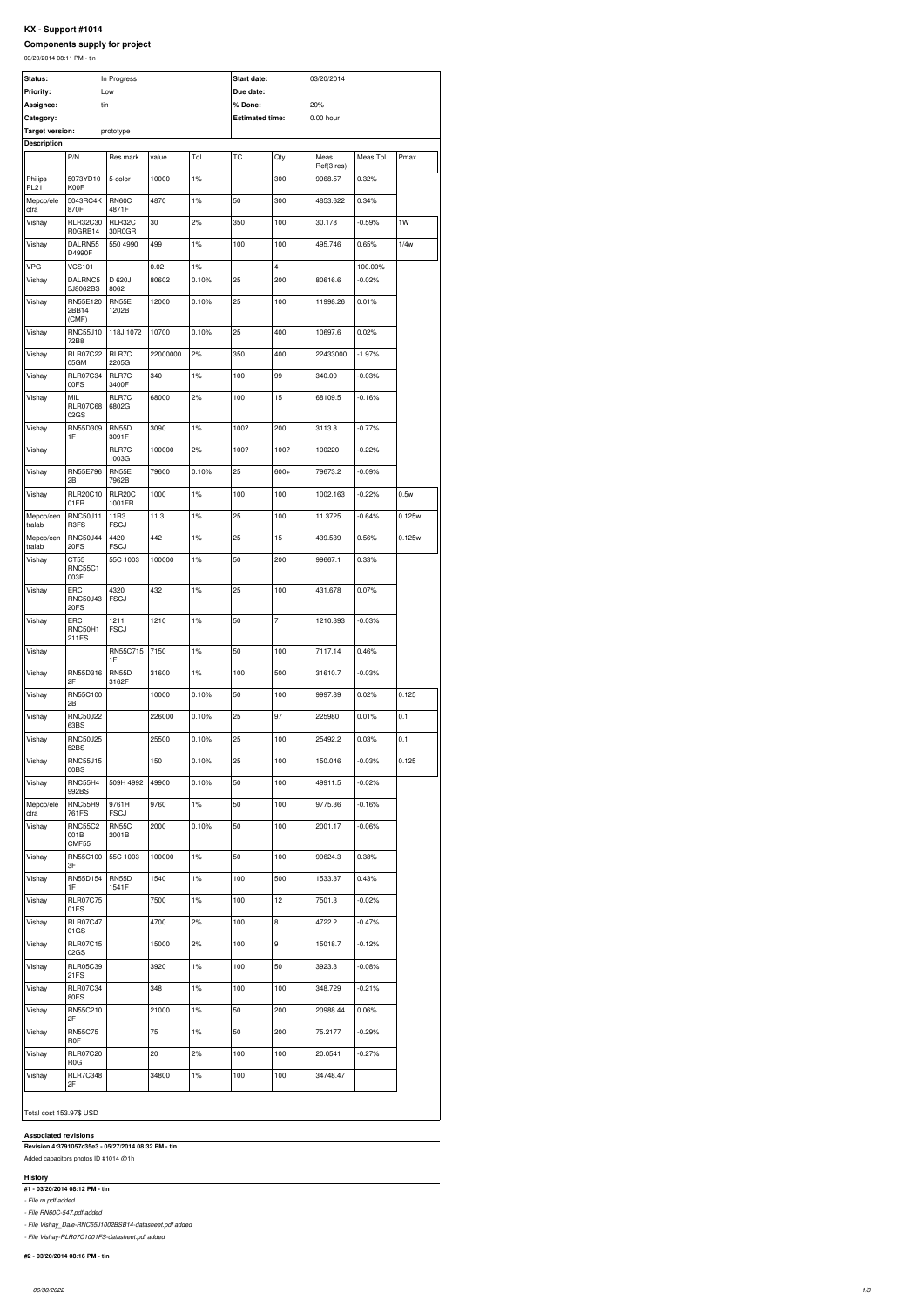## KX - Support #1014

### Components supply for project

03/20/2014 08:11 PM - tin

| Status: | In Progress | Start date: | 03/20/2014 |
|---|---|---|---|
| Priority: | Low | Due date: | |
| Assignee: | tin | % Done: | 20% |
| Category: | | Estimated time: | 0.00 hour |
| Target version: | prototype | | |

**Description**

| | P/N | Res mark | value | Tol | TC | Qty | Meas Ref(3 res) | Meas Tol | Pmax |
|---|---|---|---|---|---|---|---|---|---|
| Philips PL21 | 5073YD10 K00F | 5-color | 10000 | 1% | | 300 | 9968.57 | 0.32% | |
| Mepco/ele ctra | 5043RC4K 870F | RN60C 4871F | 4870 | 1% | 50 | 300 | 4853.622 | 0.34% | |
| Vishay | RLR32C30 R0GRB14 | RLR32C 30R0GR | 30 | 2% | 350 | 100 | 30.178 | -0.59% | 1W |
| Vishay | DALRN55 D4990F | 550 4990 | 499 | 1% | 100 | 100 | 495.746 | 0.65% | 1/4w |
| VPG | VCS101 | | 0.02 | 1% | | 4 | | 100.00% | |
| Vishay | DALRNC5 5J8062BS | D 620J 8062 | 80602 | 0.10% | 25 | 200 | 80616.6 | -0.02% | |
| Vishay | RN55E120 2BB14 (CMF) | RN55E 1202B | 12000 | 0.10% | 25 | 100 | 11998.26 | 0.01% | |
| Vishay | RNC55J10 72B8 | 118J 1072 | 10700 | 0.10% | 25 | 400 | 10697.6 | 0.02% | |
| Vishay | RLR07C22 05GM | RLR7C 2205G | 22000000 | 2% | 350 | 400 | 22433000 | -1.97% | |
| Vishay | RLR07C34 00FS | RLR7C 3400F | 340 | 1% | 100 | 99 | 340.09 | -0.03% | |
| Vishay | MIL RLR07C68 02GS | RLR7C 6802G | 68000 | 2% | 100 | 15 | 68109.5 | -0.16% | |
| Vishay | RN55D309 1F | RN55D 3091F | 3090 | 1% | 100? | 200 | 3113.8 | -0.77% | |
| Vishay | | RLR7C 1003G | 100000 | 2% | 100? | 100? | 100220 | -0.22% | |
| Vishay | RN55E796 2B | RN55E 7962B | 79600 | 0.10% | 25 | 600+ | 79673.2 | -0.09% | |
| Vishay | RLR20C10 01FR | RLR20C 1001FR | 1000 | 1% | 100 | 100 | 1002.163 | -0.22% | 0.5w |
| Mepco/cen tralab | RNC50J11 R3FS | 11R3 FSCJ | 11.3 | 1% | 25 | 100 | 11.3725 | -0.64% | 0.125w |
| Mepco/cen tralab | RNC50J44 20FS | 4420 FSCJ | 442 | 1% | 25 | 15 | 439.539 | 0.56% | 0.125w |
| Vishay | CT55 RNC55C1 003F | 55C 1003 | 100000 | 1% | 50 | 200 | 99667.1 | 0.33% | |
| Vishay | ERC RNC50J43 20FS | 4320 FSCJ | 432 | 1% | 25 | 100 | 431.678 | 0.07% | |
| Vishay | ERC RNC50H1 211FS | 1211 FSCJ | 1210 | 1% | 50 | 7 | 1210.393 | -0.03% | |
| Vishay | | RN55C715 1F | 7150 | 1% | 50 | 100 | 7117.14 | 0.46% | |
| Vishay | RN55D316 2F | RN55D 3162F | 31600 | 1% | 100 | 500 | 31610.7 | -0.03% | |
| Vishay | RN55C100 2B | | 10000 | 0.10% | 50 | 100 | 9997.89 | 0.02% | 0.125 |
| Vishay | RNC50J22 63BS | | 226000 | 0.10% | 25 | 97 | 225980 | 0.01% | 0.1 |
| Vishay | RNC50J25 52BS | | 25500 | 0.10% | 25 | 100 | 25492.2 | 0.03% | 0.1 |
| Vishay | RNC55J15 00BS | | 150 | 0.10% | 25 | 100 | 150.046 | -0.03% | 0.125 |
| Vishay | RNC55H4 992BS | 509H 4992 | 49900 | 0.10% | 50 | 100 | 49911.5 | -0.02% | |
| Mepco/ele ctra | RNC55H9 761FS | 9761H FSCJ | 9760 | 1% | 50 | 100 | 9775.36 | -0.16% | |
| Vishay | RNC55C2 001B CMF55 | RN55C 2001B | 2000 | 0.10% | 50 | 100 | 2001.17 | -0.06% | |
| Vishay | RN55C100 3F | 55C 1003 | 100000 | 1% | 50 | 100 | 99624.3 | 0.38% | |
| Vishay | RN55D154 1F | RN55D 1541F | 1540 | 1% | 100 | 500 | 1533.37 | 0.43% | |
| Vishay | RLR07C75 01FS | | 7500 | 1% | 100 | 12 | 7501.3 | -0.02% | |
| Vishay | RLR07C47 01GS | | 4700 | 2% | 100 | 8 | 4722.2 | -0.47% | |
| Vishay | RLR07C15 02GS | | 15000 | 2% | 100 | 9 | 15018.7 | -0.12% | |
| Vishay | RLR05C39 21FS | | 3920 | 1% | 100 | 50 | 3923.3 | -0.08% | |
| Vishay | RLR07C34 80FS | | 348 | 1% | 100 | 100 | 348.729 | -0.21% | |
| Vishay | RN55C210 2F | | 21000 | 1% | 50 | 200 | 20988.44 | 0.06% | |
| Vishay | RN55C75 R0F | | 75 | 1% | 50 | 200 | 75.2177 | -0.29% | |
| Vishay | RLR07C20 R0G | | 20 | 2% | 100 | 100 | 20.0541 | -0.27% | |
| Vishay | RLR7C348 2F | | 34800 | 1% | 100 | 100 | 34748.47 | | |

Total cost 153.97$ USD

**Associated revisions**

**Revision 4:3791057c35e3 - 05/27/2014 08:32 PM - tin**

Added capacitors photos ID #1014 @1h

**History**

**#1 - 03/20/2014 08:12 PM - tin**

- *File rn.pdf added*
- *File RN60C-547.pdf added*
- *File Vishay_Dale-RNC55J1002BSB14-datasheet.pdf added*
- *File Vishay-RLR07C1001FS-datasheet.pdf added*

**#2 - 03/20/2014 08:16 PM - tin**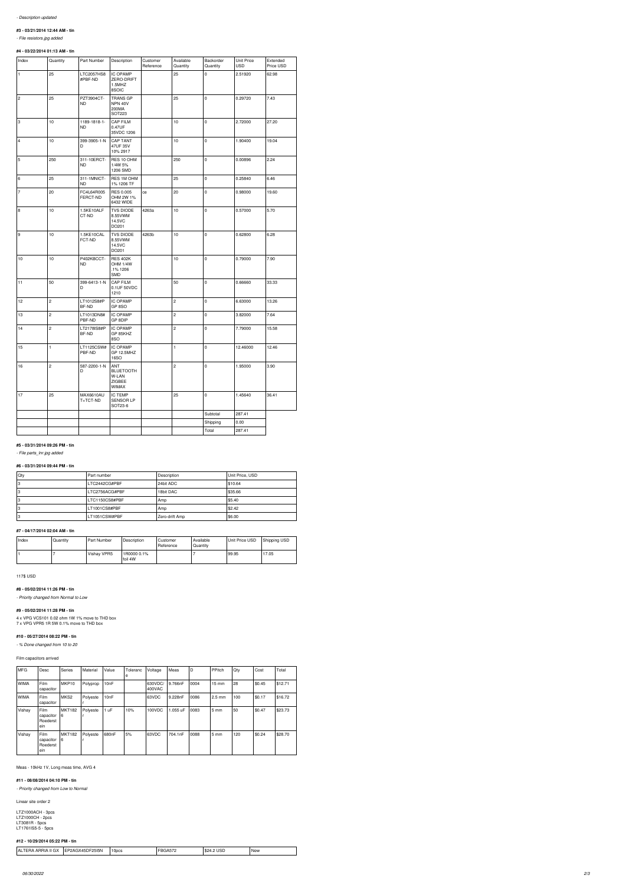*- Description updated*

#### #3 - 03/21/2014 12:44 AM - tin

*- File resistors.jpg added*

#### #4 - 03/22/2014 01:13 AM - tin

| Index | Quantity | Part Number | Description | Customer Reference | Available Quantity | Backorder Quantity | Unit Price USD | Extended Price USD |
|---|---|---|---|---|---|---|---|---|
| 1 | 25 | LTC2057HS8#PBF-ND | IC OPAMP ZERO-DRIFT 1.5MHZ 8SOIC | | 25 | 0 | 2.51920 | 62.98 |
| 2 | 25 | PZT3904CT-ND | TRANS GP NPN 40V 200MA SOT223 | | 25 | 0 | 0.29720 | 7.43 |
| 3 | 10 | 1189-1818-1-ND | CAP FILM 0.47UF 35VDC 1206 | | 10 | 0 | 2.72000 | 27.20 |
| 4 | 10 | 399-3905-1-ND | CAP TANT 47UF 35V 10% 2917 | | 10 | 0 | 1.90400 | 19.04 |
| 5 | 250 | 311-10ERCT-ND | RES 10 OHM 1/4W 5% 1206 SMD | | 250 | 0 | 0.00896 | 2.24 |
| 6 | 25 | 311-1MNICT-ND | RES 1M OHM 1% 1206 TF | | 25 | 0 | 0.25840 | 6.46 |
| 7 | 20 | FC4L64R005FERCT-ND | RES 0.005 OHM 2W 1% 6432 WIDE | ce | 20 | 0 | 0.98000 | 19.60 |
| 8 | 10 | 1.5KE10ALFCT-ND | TVS DIODE 8.55VWM 14.5VC DO201 | 4263a | 10 | 0 | 0.57000 | 5.70 |
| 9 | 10 | 1.5KE10CALFCT-ND | TVS DIODE 8.55VWM 14.5VC DO201 | 4263b | 10 | 0 | 0.62800 | 6.28 |
| 10 | 10 | P402KBCCT-ND | RES 402K OHM 1/4W .1% 1206 SMD | | 10 | 0 | 0.79000 | 7.90 |
| 11 | 50 | 399-6413-1-ND | CAP FILM 0.1UF 50VDC 1210 | | 50 | 0 | 0.66660 | 33.33 |
| 12 | 2 | LT1012S8#PBF-ND | IC OPAMP GP 8SO | | 2 | 0 | 6.63000 | 13.26 |
| 13 | 2 | LT1013DN8#PBF-ND | IC OPAMP GP 8DIP | | 2 | 0 | 3.82000 | 7.64 |
| 14 | 2 | LT2178IS8#PBF-ND | IC OPAMP GP 85KHZ 8SO | | 2 | 0 | 7.79000 | 15.58 |
| 15 | 1 | LT1125CSW#PBF-ND | IC OPAMP GP 12.5MHZ 16SO | | 1 | 0 | 12.46000 | 12.46 |
| 16 | 2 | 587-2200-1-ND | ANT BLUETOOTH W-LAN ZIGBEE WIMAX | | 2 | 0 | 1.95000 | 3.90 |
| 17 | 25 | MAX6610AUT+TCT-ND | IC TEMP SENSOR LP SOT23-6 | | 25 | 0 | 1.45640 | 36.41 |
| | | | | | | Subtotal | 287.41 | |
| | | | | | | Shipping | 0.00 | |
| | | | | | | Total | 287.41 | |

#### #5 - 03/31/2014 09:26 PM - tin

*- File parts_lnr.jpg added*

#### #6 - 03/31/2014 09:44 PM - tin

| Qty | Part number | Description | Unit Price, USD |
|---|---|---|---|
| 3 | LTC2442CG#PBF | 24bit ADC | $10.64 |
| 3 | LTC2756ACG#PBF | 18bit DAC | $35.66 |
| 3 | LTC1150CS8#PBF | Amp | $5.40 |
| 3 | LT1001CS8#PBF | Amp | $2.42 |
| 3 | LT1051CSW#PBF | Zero-drift Amp | $6.00 |

#### #7 - 04/17/2014 02:04 AM - tin

| Index | Quantity | Part Number | Description | Customer Reference | Available Quantity | Unit Price USD | Shipping USD |
|---|---|---|---|---|---|---|---|
| 1 | 7 | Vishay VPR5 | 1R0000 0.1% foil 4W | | 7 | 99.95 | 17.05 |

117$ USD

#### #8 - 05/02/2014 11:26 PM - tin

*- Priority changed from Normal to Low*

#### #9 - 05/02/2014 11:28 PM - tin

4 x VPG VCS101 0.02 ohm 1W 1% move to THD box
7 x VPG VPR5 1R 5W 0.1% move to THD box

#### #10 - 05/27/2014 08:22 PM - tin

*- % Done changed from 10 to 20*

Film capacitors arrived

| MFG | Desc | Series | Material | Value | Tolerance | Voltage | Meas | D | PPitch | Qty | Cost | Total |
|---|---|---|---|---|---|---|---|---|---|---|---|---|
| WIMA | Film capacitor | MKP10 | Polyprop | 10nF | | 630VDC/400VAC | 9.766nF | 0004 | 15 mm | 28 | $0.45 | $12.71 |
| WIMA | Film capacitor | MKS2 | Polyester | 10nF | | 63VDC | 9.228nF | 0086 | 2.5 mm | 100 | $0.17 | $16.72 |
| Vishay | Film capacitor Roederstein | MKT1826 | Polyester | 1 uF | 10% | 100VDC | 1.055 uF | 0083 | 5 mm | 50 | $0.47 | $23.73 |
| Vishay | Film capacitor Roederstein | MKT1826 | Polyester | 680nF | 5% | 63VDC | 704.1nF | 0088 | 5 mm | 120 | $0.24 | $28.70 |

Meas - 10kHz 1V, Long meas time, AVG 4

#### #11 - 08/08/2014 04:10 PM - tin

*- Priority changed from Low to Normal*

Linear site order 2

LTZ1000ACH - 3pcs
LTZ1000CH - 2pcs
LT3081R - 5pcs
LT1761IS5-5 - 5pcs

#### #12 - 10/29/2014 05:22 PM - tin

| ALTERA ARRIA II GX | EP2AGX45DF25I5N | 10pcs | FBGA572 | $24.2 USD | New |
|---|---|---|---|---|---|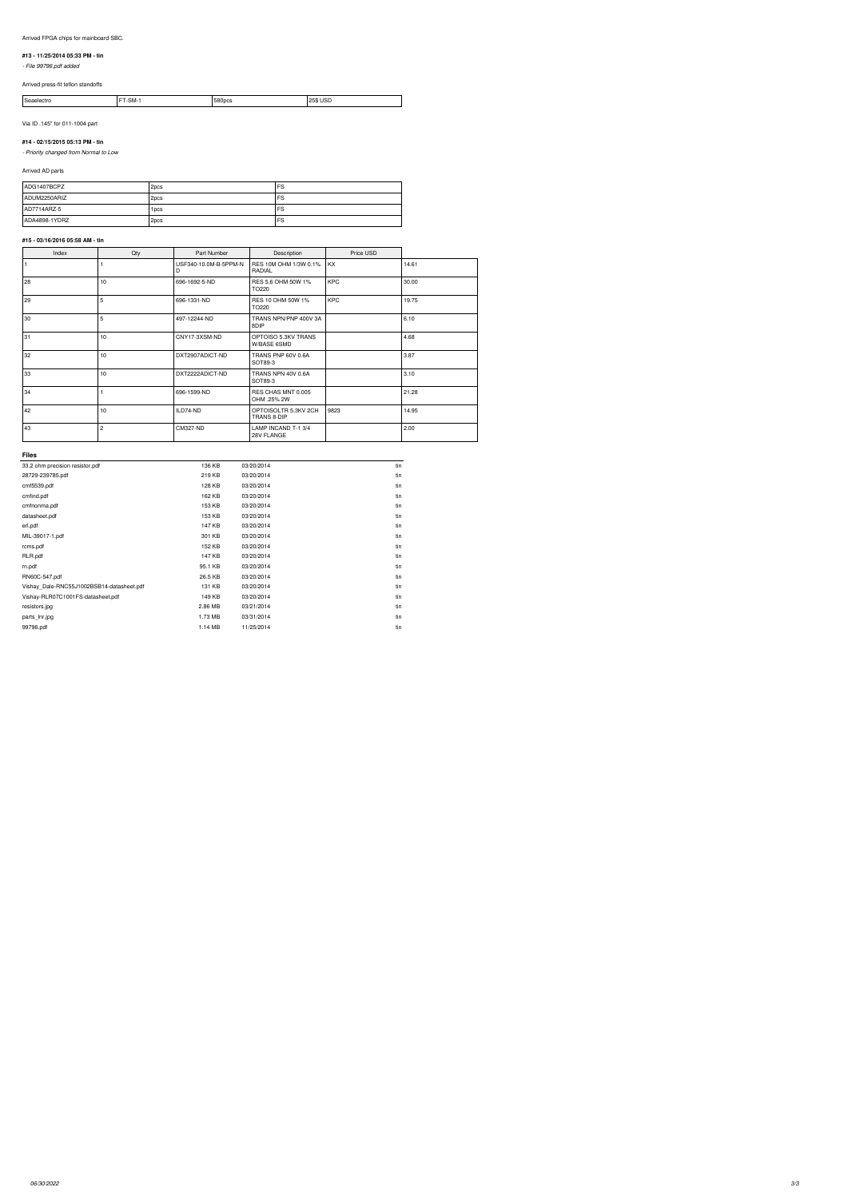Arrived FPGA chips for mainboard SBC.

#### #13 - 11/25/2014 05:33 PM - tin

*- File 99796.pdf added*

Arrived press-fit teflon standoffs

| | | | |
|---|---|---|---|
| Seaelectro | FT-SM-1 | 580pcs | 25$ USD |

Via ID .145" for 011-1004 part

#### #14 - 02/15/2015 05:13 PM - tin

*- Priority changed from Normal to Low*

Arrived AD parts

| | | |
|---|---|---|
| ADG1407BCPZ | 2pcs | FS |
| ADUM2250ARIZ | 2pcs | FS |
| AD7714ARZ-5 | 1pcs | FS |
| ADA4898-1YDRZ | 2pcs | FS |

#### #15 - 03/16/2016 05:58 AM - tin

| Index | Qty | Part Number | Description | Price USD | |
|---|---|---|---|---|---|
| 1 | 1 | USF340-10.0M-B-5PPM-ND | RES 10M OHM 1/3W 0.1% RADIAL | KX | 14.61 |
| 28 | 10 | 696-1692-5-ND | RES 5.6 OHM 50W 1% TO220 | KPC | 30.00 |
| 29 | 5 | 696-1331-ND | RES 10 OHM 50W 1% TO220 | KPC | 19.75 |
| 30 | 5 | 497-12244-ND | TRANS NPN/PNP 400V 3A 8DIP | | 6.10 |
| 31 | 10 | CNY17-3XSM-ND | OPTOISO 5.3KV TRANS W/BASE 6SMD | | 4.68 |
| 32 | 10 | DXT2907ADICT-ND | TRANS PNP 60V 0.6A SOT89-3 | | 3.87 |
| 33 | 10 | DXT2222ADICT-ND | TRANS NPN 40V 0.6A SOT89-3 | | 3.10 |
| 34 | 1 | 696-1599-ND | RES CHAS MNT 0.005 OHM .25% 2W | | 21.28 |
| 42 | 10 | ILD74-ND | OPTOISOLTR 5.3KV 2CH TRANS 8-DIP | 9823 | 14.95 |
| 43 | 2 | CM327-ND | LAMP INCAND T-1 3/4 28V FLANGE | | 2.00 |

### Files

| | | | |
|---|---|---|---|
| 33.2 ohm precision resistor.pdf | 136 KB | 03/20/2014 | tin |
| 28729-239785.pdf | 219 KB | 03/20/2014 | tin |
| cmf5539.pdf | 128 KB | 03/20/2014 | tin |
| cmfind.pdf | 162 KB | 03/20/2014 | tin |
| cmfnonma.pdf | 153 KB | 03/20/2014 | tin |
| datasheet.pdf | 153 KB | 03/20/2014 | tin |
| erl.pdf | 147 KB | 03/20/2014 | tin |
| MIL-39017-1.pdf | 301 KB | 03/20/2014 | tin |
| rcms.pdf | 152 KB | 03/20/2014 | tin |
| RLR.pdf | 147 KB | 03/20/2014 | tin |
| rn.pdf | 95.1 KB | 03/20/2014 | tin |
| RN60C-547.pdf | 26.5 KB | 03/20/2014 | tin |
| Vishay_Dale-RNC55J1002BSB14-datasheet.pdf | 131 KB | 03/20/2014 | tin |
| Vishay-RLR07C1001FS-datasheet.pdf | 149 KB | 03/20/2014 | tin |
| resistors.jpg | 2.86 MB | 03/21/2014 | tin |
| parts_lnr.jpg | 1.73 MB | 03/31/2014 | tin |
| 99796.pdf | 1.14 MB | 11/25/2014 | tin |